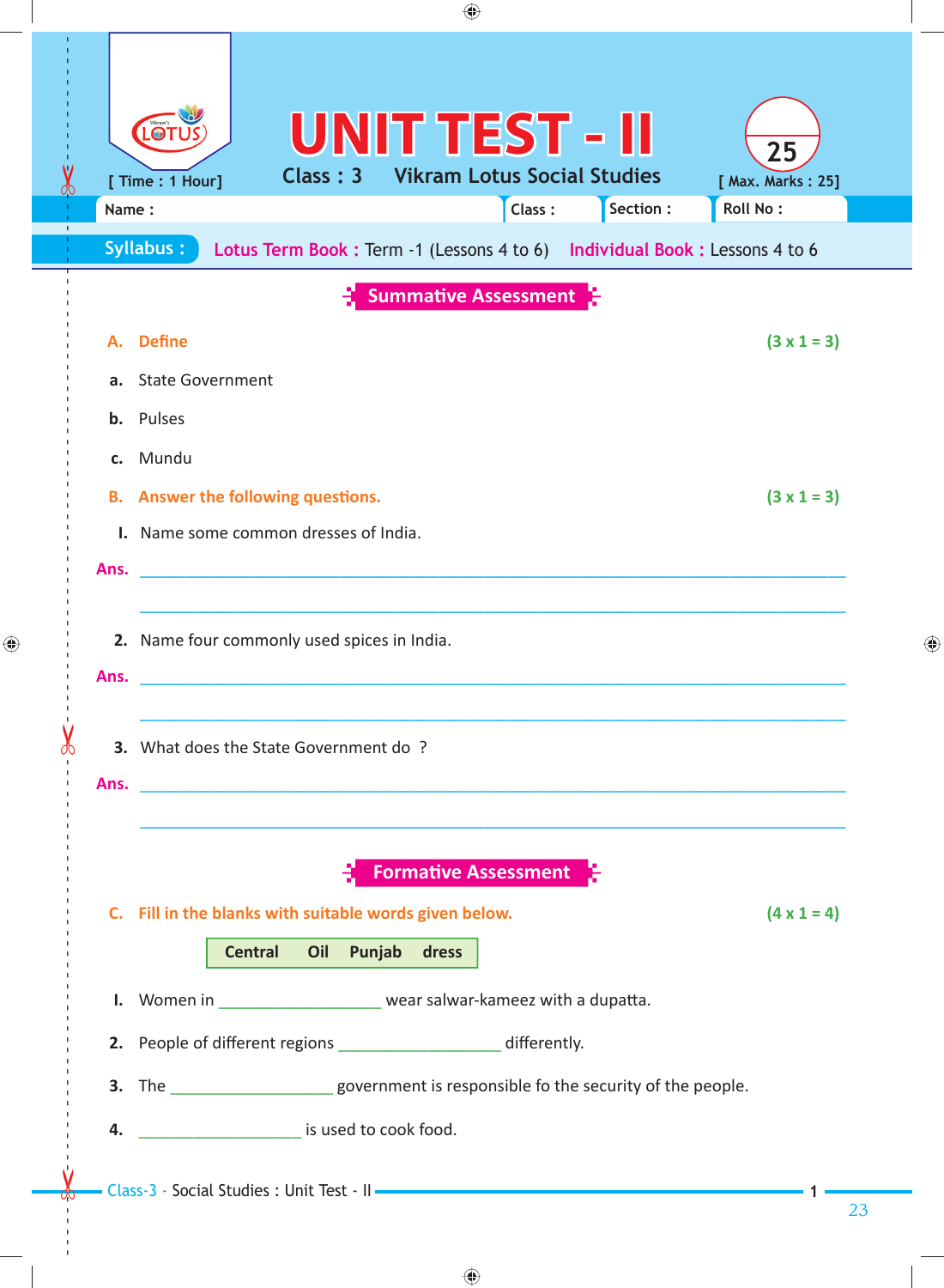# UNIT TEST - II

[ Time : 1 Hour]

Class : 3 Vikram Lotus Social Studies

25

[ Max. Marks : 25]

Name : Class : Section : Roll No :

**Syllabus :** Lotus Term Book : Term -1 (Lessons 4 to 6) Individual Book : Lessons 4 to 6

## Summative Assessment

**A. Define** **(3 x 1 = 3)**

**a.** State Government

**b.** Pulses

**c.** Mundu

**B. Answer the following questions.** **(3 x 1 = 3)**

**I.** Name some common dresses of India.

**Ans.** ______________________________________________________________________________

______________________________________________________________________________

**2.** Name four commonly used spices in India.

**Ans.** ______________________________________________________________________________

______________________________________________________________________________

**3.** What does the State Government do ?

**Ans.** ______________________________________________________________________________

______________________________________________________________________________

## Formative Assessment

**C. Fill in the blanks with suitable words given below.** **(4 x 1 = 4)**

| Central | Oil | Punjab | dress |
|---|---|---|---|

**I.** Women in __________________ wear salwar-kameez with a dupatta.

**2.** People of different regions __________________ differently.

**3.** The __________________ government is responsible fo the security of the people.

**4.** __________________ is used to cook food.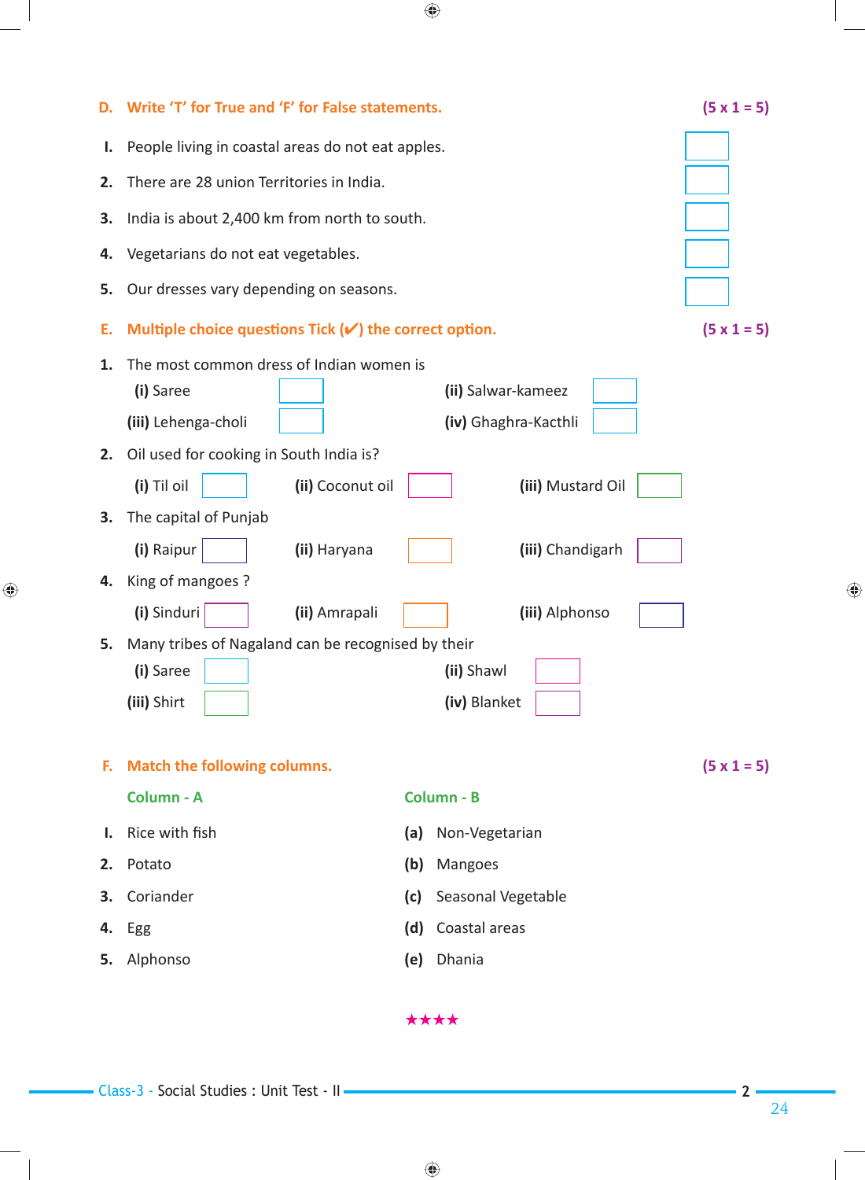## D. Write 'T' for True and 'F' for False statements. (5 x 1 = 5)

1. People living in coastal areas do not eat apples.
2. There are 28 union Territories in India.
3. India is about 2,400 km from north to south.
4. Vegetarians do not eat vegetables.
5. Our dresses vary depending on seasons.

## E. Multiple choice questions Tick (✔) the correct option. (5 x 1 = 5)

1. The most common dress of Indian women is
   - **(i)** Saree
   - **(ii)** Salwar-kameez
   - **(iii)** Lehenga-choli
   - **(iv)** Ghaghra-Kacthli
2. Oil used for cooking in South India is?
   - **(i)** Til oil
   - **(ii)** Coconut oil
   - **(iii)** Mustard Oil
3. The capital of Punjab
   - **(i)** Raipur
   - **(ii)** Haryana
   - **(iii)** Chandigarh
4. King of mangoes ?
   - **(i)** Sinduri
   - **(ii)** Amrapali
   - **(iii)** Alphonso
5. Many tribes of Nagaland can be recognised by their
   - **(i)** Saree
   - **(ii)** Shawl
   - **(iii)** Shirt
   - **(iv)** Blanket

## F. Match the following columns. (5 x 1 = 5)

| Column - A | Column - B |
|---|---|
| 1. Rice with fish | **(a)** Non-Vegetarian |
| 2. Potato | **(b)** Mangoes |
| 3. Coriander | **(c)** Seasonal Vegetable |
| 4. Egg | **(d)** Coastal areas |
| 5. Alphonso | **(e)** Dhania |

★★★★